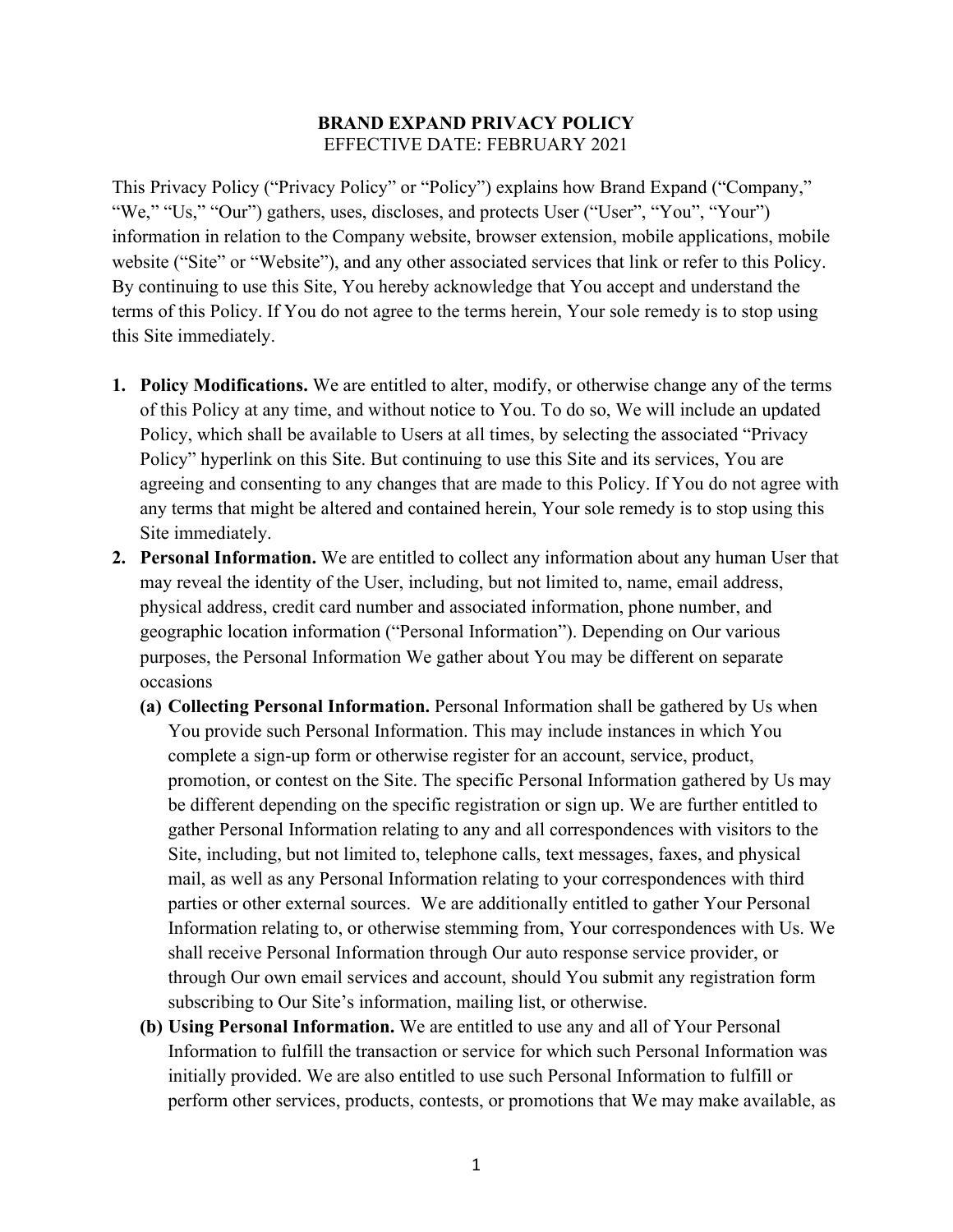**BRAND EXPAND PRIVACY POLICY**
EFFECTIVE DATE: FEBRUARY 2021

This Privacy Policy ("Privacy Policy" or "Policy") explains how Brand Expand ("Company," "We," "Us," "Our") gathers, uses, discloses, and protects User ("User", "You", "Your") information in relation to the Company website, browser extension, mobile applications, mobile website ("Site" or "Website"), and any other associated services that link or refer to this Policy. By continuing to use this Site, You hereby acknowledge that You accept and understand the terms of this Policy. If You do not agree to the terms herein, Your sole remedy is to stop using this Site immediately.

1. **Policy Modifications.** We are entitled to alter, modify, or otherwise change any of the terms of this Policy at any time, and without notice to You. To do so, We will include an updated Policy, which shall be available to Users at all times, by selecting the associated "Privacy Policy" hyperlink on this Site. But continuing to use this Site and its services, You are agreeing and consenting to any changes that are made to this Policy. If You do not agree with any terms that might be altered and contained herein, Your sole remedy is to stop using this Site immediately.
2. **Personal Information.** We are entitled to collect any information about any human User that may reveal the identity of the User, including, but not limited to, name, email address, physical address, credit card number and associated information, phone number, and geographic location information ("Personal Information"). Depending on Our various purposes, the Personal Information We gather about You may be different on separate occasions
   - **(a) Collecting Personal Information.** Personal Information shall be gathered by Us when You provide such Personal Information. This may include instances in which You complete a sign-up form or otherwise register for an account, service, product, promotion, or contest on the Site. The specific Personal Information gathered by Us may be different depending on the specific registration or sign up. We are further entitled to gather Personal Information relating to any and all correspondences with visitors to the Site, including, but not limited to, telephone calls, text messages, faxes, and physical mail, as well as any Personal Information relating to your correspondences with third parties or other external sources. We are additionally entitled to gather Your Personal Information relating to, or otherwise stemming from, Your correspondences with Us. We shall receive Personal Information through Our auto response service provider, or through Our own email services and account, should You submit any registration form subscribing to Our Site's information, mailing list, or otherwise.
   - **(b) Using Personal Information.** We are entitled to use any and all of Your Personal Information to fulfill the transaction or service for which such Personal Information was initially provided. We are also entitled to use such Personal Information to fulfill or perform other services, products, contests, or promotions that We may make available, as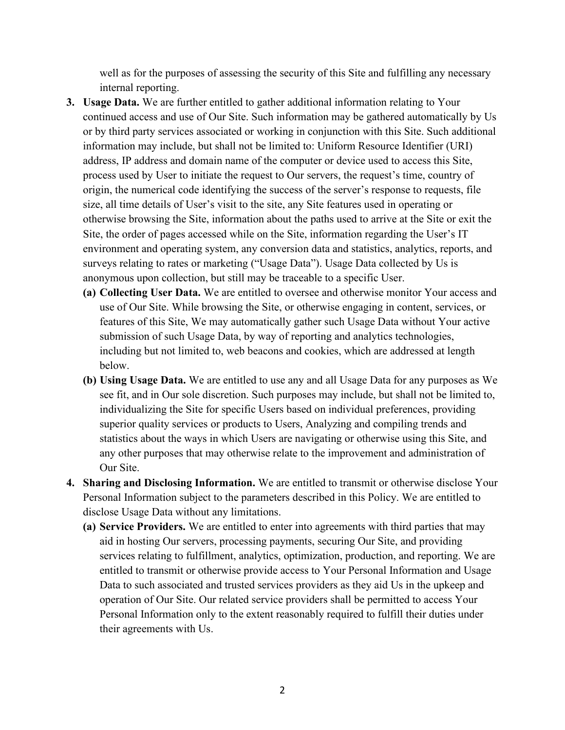well as for the purposes of assessing the security of this Site and fulfilling any necessary internal reporting.

3. **Usage Data.** We are further entitled to gather additional information relating to Your continued access and use of Our Site. Such information may be gathered automatically by Us or by third party services associated or working in conjunction with this Site. Such additional information may include, but shall not be limited to: Uniform Resource Identifier (URI) address, IP address and domain name of the computer or device used to access this Site, process used by User to initiate the request to Our servers, the request's time, country of origin, the numerical code identifying the success of the server's response to requests, file size, all time details of User's visit to the site, any Site features used in operating or otherwise browsing the Site, information about the paths used to arrive at the Site or exit the Site, the order of pages accessed while on the Site, information regarding the User's IT environment and operating system, any conversion data and statistics, analytics, reports, and surveys relating to rates or marketing ("Usage Data"). Usage Data collected by Us is anonymous upon collection, but still may be traceable to a specific User.
   - **(a) Collecting User Data.** We are entitled to oversee and otherwise monitor Your access and use of Our Site. While browsing the Site, or otherwise engaging in content, services, or features of this Site, We may automatically gather such Usage Data without Your active submission of such Usage Data, by way of reporting and analytics technologies, including but not limited to, web beacons and cookies, which are addressed at length below.
   - **(b) Using Usage Data.** We are entitled to use any and all Usage Data for any purposes as We see fit, and in Our sole discretion. Such purposes may include, but shall not be limited to, individualizing the Site for specific Users based on individual preferences, providing superior quality services or products to Users, Analyzing and compiling trends and statistics about the ways in which Users are navigating or otherwise using this Site, and any other purposes that may otherwise relate to the improvement and administration of Our Site.

4. **Sharing and Disclosing Information.** We are entitled to transmit or otherwise disclose Your Personal Information subject to the parameters described in this Policy. We are entitled to disclose Usage Data without any limitations.
   - **(a) Service Providers.** We are entitled to enter into agreements with third parties that may aid in hosting Our servers, processing payments, securing Our Site, and providing services relating to fulfillment, analytics, optimization, production, and reporting. We are entitled to transmit or otherwise provide access to Your Personal Information and Usage Data to such associated and trusted services providers as they aid Us in the upkeep and operation of Our Site. Our related service providers shall be permitted to access Your Personal Information only to the extent reasonably required to fulfill their duties under their agreements with Us.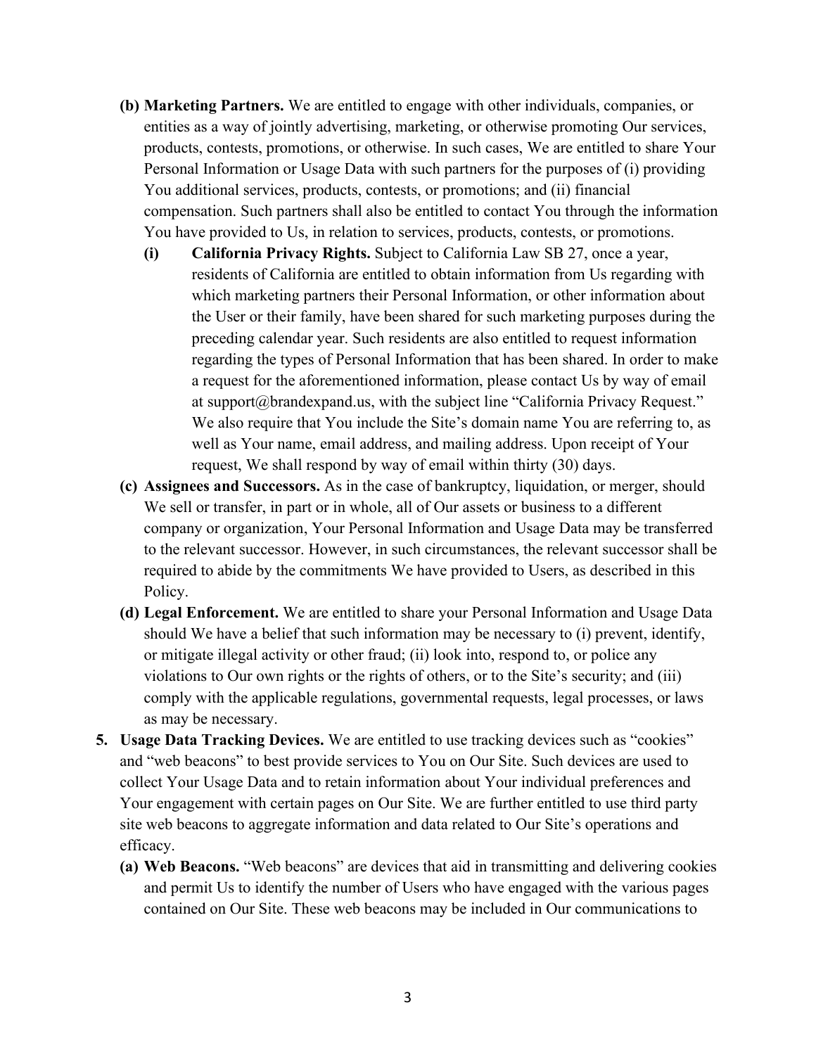- **(b) Marketing Partners.** We are entitled to engage with other individuals, companies, or entities as a way of jointly advertising, marketing, or otherwise promoting Our services, products, contests, promotions, or otherwise. In such cases, We are entitled to share Your Personal Information or Usage Data with such partners for the purposes of (i) providing You additional services, products, contests, or promotions; and (ii) financial compensation. Such partners shall also be entitled to contact You through the information You have provided to Us, in relation to services, products, contests, or promotions.
  - **(i) California Privacy Rights.** Subject to California Law SB 27, once a year, residents of California are entitled to obtain information from Us regarding with which marketing partners their Personal Information, or other information about the User or their family, have been shared for such marketing purposes during the preceding calendar year. Such residents are also entitled to request information regarding the types of Personal Information that has been shared. In order to make a request for the aforementioned information, please contact Us by way of email at support@brandexpand.us, with the subject line "California Privacy Request." We also require that You include the Site's domain name You are referring to, as well as Your name, email address, and mailing address. Upon receipt of Your request, We shall respond by way of email within thirty (30) days.
- **(c) Assignees and Successors.** As in the case of bankruptcy, liquidation, or merger, should We sell or transfer, in part or in whole, all of Our assets or business to a different company or organization, Your Personal Information and Usage Data may be transferred to the relevant successor. However, in such circumstances, the relevant successor shall be required to abide by the commitments We have provided to Users, as described in this Policy.
- **(d) Legal Enforcement.** We are entitled to share your Personal Information and Usage Data should We have a belief that such information may be necessary to (i) prevent, identify, or mitigate illegal activity or other fraud; (ii) look into, respond to, or police any violations to Our own rights or the rights of others, or to the Site's security; and (iii) comply with the applicable regulations, governmental requests, legal processes, or laws as may be necessary.

5. **Usage Data Tracking Devices.** We are entitled to use tracking devices such as "cookies" and "web beacons" to best provide services to You on Our Site. Such devices are used to collect Your Usage Data and to retain information about Your individual preferences and Your engagement with certain pages on Our Site. We are further entitled to use third party site web beacons to aggregate information and data related to Our Site's operations and efficacy.
   - **(a) Web Beacons.** "Web beacons" are devices that aid in transmitting and delivering cookies and permit Us to identify the number of Users who have engaged with the various pages contained on Our Site. These web beacons may be included in Our communications to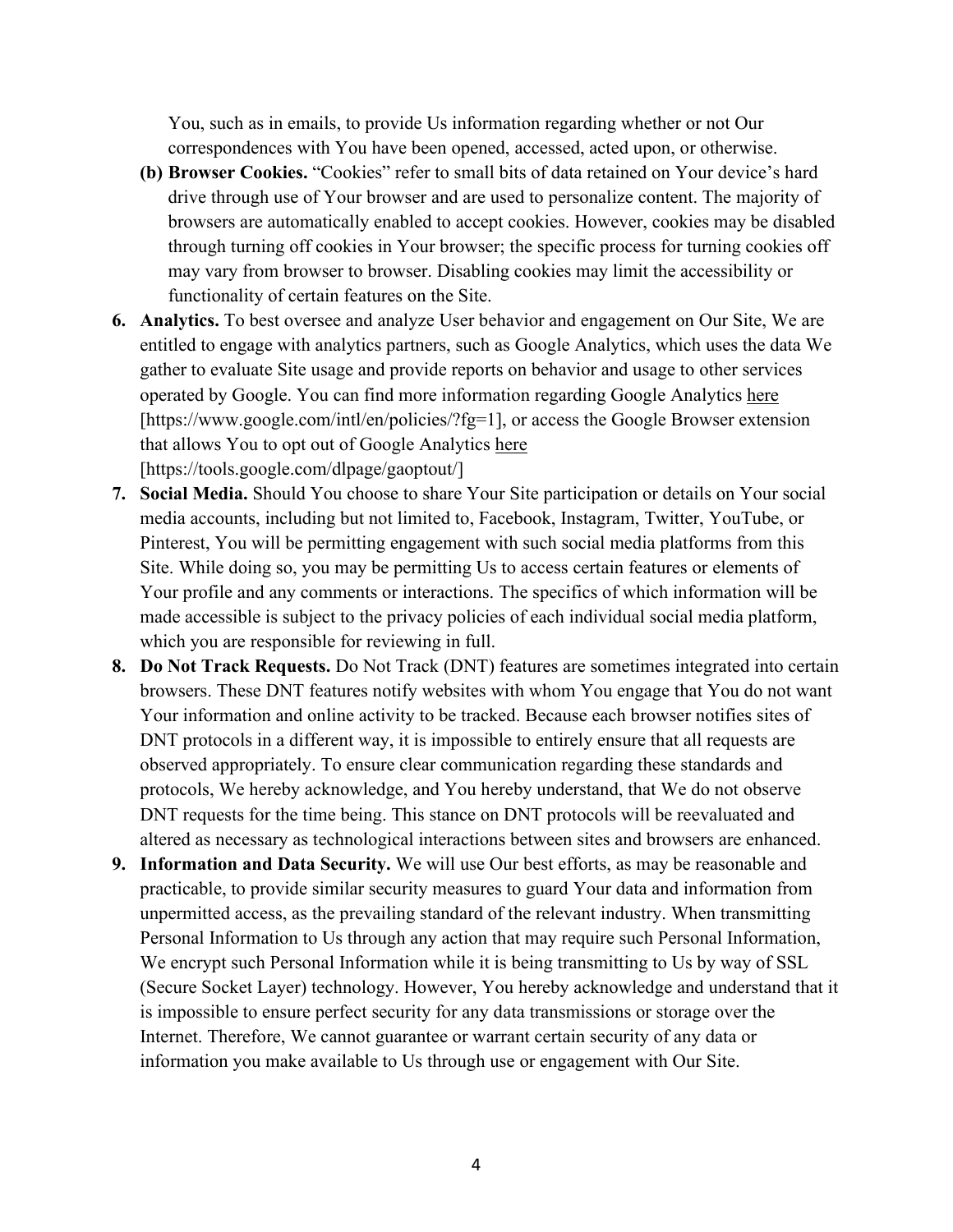You, such as in emails, to provide Us information regarding whether or not Our correspondences with You have been opened, accessed, acted upon, or otherwise.

   **(b) Browser Cookies.** "Cookies" refer to small bits of data retained on Your device's hard drive through use of Your browser and are used to personalize content. The majority of browsers are automatically enabled to accept cookies. However, cookies may be disabled through turning off cookies in Your browser; the specific process for turning cookies off may vary from browser to browser. Disabling cookies may limit the accessibility or functionality of certain features on the Site.

6. **Analytics.** To best oversee and analyze User behavior and engagement on Our Site, We are entitled to engage with analytics partners, such as Google Analytics, which uses the data We gather to evaluate Site usage and provide reports on behavior and usage to other services operated by Google. You can find more information regarding Google Analytics here [https://www.google.com/intl/en/policies/?fg=1], or access the Google Browser extension that allows You to opt out of Google Analytics here [https://tools.google.com/dlpage/gaoptout/]

7. **Social Media.** Should You choose to share Your Site participation or details on Your social media accounts, including but not limited to, Facebook, Instagram, Twitter, YouTube, or Pinterest, You will be permitting engagement with such social media platforms from this Site. While doing so, you may be permitting Us to access certain features or elements of Your profile and any comments or interactions. The specifics of which information will be made accessible is subject to the privacy policies of each individual social media platform, which you are responsible for reviewing in full.

8. **Do Not Track Requests.** Do Not Track (DNT) features are sometimes integrated into certain browsers. These DNT features notify websites with whom You engage that You do not want Your information and online activity to be tracked. Because each browser notifies sites of DNT protocols in a different way, it is impossible to entirely ensure that all requests are observed appropriately. To ensure clear communication regarding these standards and protocols, We hereby acknowledge, and You hereby understand, that We do not observe DNT requests for the time being. This stance on DNT protocols will be reevaluated and altered as necessary as technological interactions between sites and browsers are enhanced.

9. **Information and Data Security.** We will use Our best efforts, as may be reasonable and practicable, to provide similar security measures to guard Your data and information from unpermitted access, as the prevailing standard of the relevant industry. When transmitting Personal Information to Us through any action that may require such Personal Information, We encrypt such Personal Information while it is being transmitting to Us by way of SSL (Secure Socket Layer) technology. However, You hereby acknowledge and understand that it is impossible to ensure perfect security for any data transmissions or storage over the Internet. Therefore, We cannot guarantee or warrant certain security of any data or information you make available to Us through use or engagement with Our Site.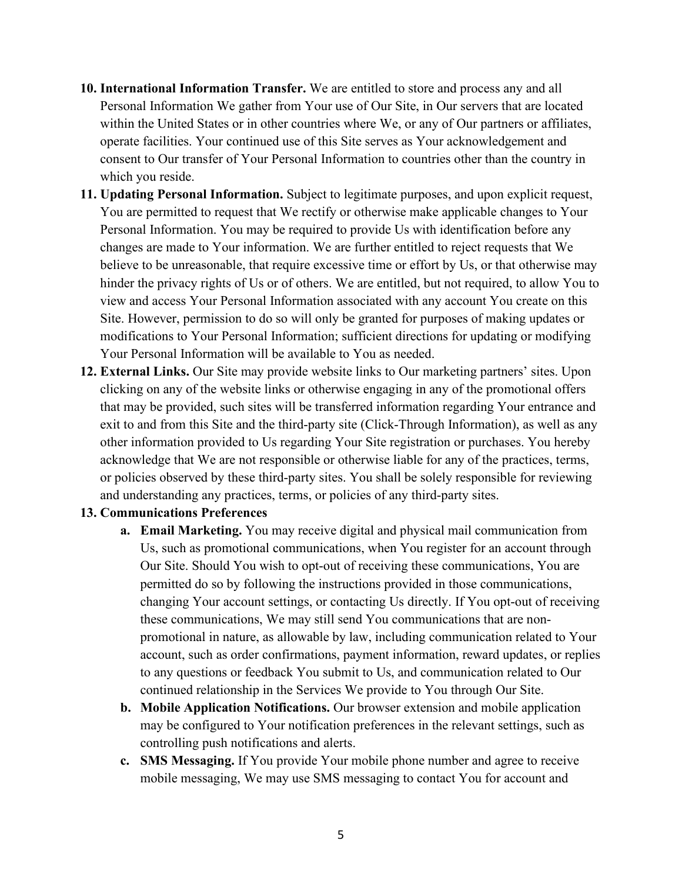10. **International Information Transfer.** We are entitled to store and process any and all Personal Information We gather from Your use of Our Site, in Our servers that are located within the United States or in other countries where We, or any of Our partners or affiliates, operate facilities. Your continued use of this Site serves as Your acknowledgement and consent to Our transfer of Your Personal Information to countries other than the country in which you reside.
11. **Updating Personal Information.** Subject to legitimate purposes, and upon explicit request, You are permitted to request that We rectify or otherwise make applicable changes to Your Personal Information. You may be required to provide Us with identification before any changes are made to Your information. We are further entitled to reject requests that We believe to be unreasonable, that require excessive time or effort by Us, or that otherwise may hinder the privacy rights of Us or of others. We are entitled, but not required, to allow You to view and access Your Personal Information associated with any account You create on this Site. However, permission to do so will only be granted for purposes of making updates or modifications to Your Personal Information; sufficient directions for updating or modifying Your Personal Information will be available to You as needed.
12. **External Links.** Our Site may provide website links to Our marketing partners' sites. Upon clicking on any of the website links or otherwise engaging in any of the promotional offers that may be provided, such sites will be transferred information regarding Your entrance and exit to and from this Site and the third-party site (Click-Through Information), as well as any other information provided to Us regarding Your Site registration or purchases. You hereby acknowledge that We are not responsible or otherwise liable for any of the practices, terms, or policies observed by these third-party sites. You shall be solely responsible for reviewing and understanding any practices, terms, or policies of any third-party sites.
13. **Communications Preferences**
    a. **Email Marketing.** You may receive digital and physical mail communication from Us, such as promotional communications, when You register for an account through Our Site. Should You wish to opt-out of receiving these communications, You are permitted do so by following the instructions provided in those communications, changing Your account settings, or contacting Us directly. If You opt-out of receiving these communications, We may still send You communications that are non-promotional in nature, as allowable by law, including communication related to Your account, such as order confirmations, payment information, reward updates, or replies to any questions or feedback You submit to Us, and communication related to Our continued relationship in the Services We provide to You through Our Site.
    b. **Mobile Application Notifications.** Our browser extension and mobile application may be configured to Your notification preferences in the relevant settings, such as controlling push notifications and alerts.
    c. **SMS Messaging.** If You provide Your mobile phone number and agree to receive mobile messaging, We may use SMS messaging to contact You for account and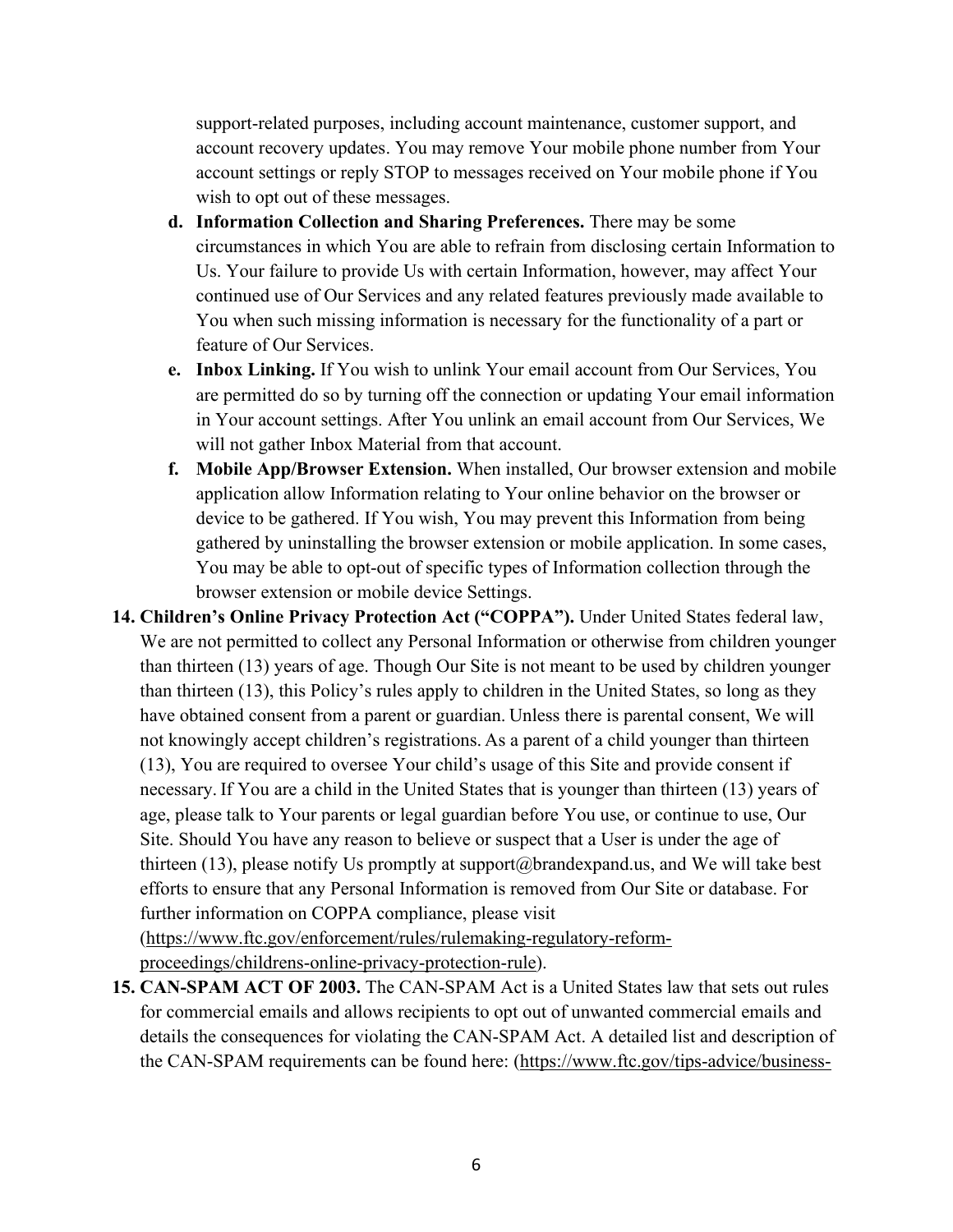support-related purposes, including account maintenance, customer support, and account recovery updates. You may remove Your mobile phone number from Your account settings or reply STOP to messages received on Your mobile phone if You wish to opt out of these messages.

   d. **Information Collection and Sharing Preferences.** There may be some circumstances in which You are able to refrain from disclosing certain Information to Us. Your failure to provide Us with certain Information, however, may affect Your continued use of Our Services and any related features previously made available to You when such missing information is necessary for the functionality of a part or feature of Our Services.
   e. **Inbox Linking.** If You wish to unlink Your email account from Our Services, You are permitted do so by turning off the connection or updating Your email information in Your account settings. After You unlink an email account from Our Services, We will not gather Inbox Material from that account.
   f. **Mobile App/Browser Extension.** When installed, Our browser extension and mobile application allow Information relating to Your online behavior on the browser or device to be gathered. If You wish, You may prevent this Information from being gathered by uninstalling the browser extension or mobile application. In some cases, You may be able to opt-out of specific types of Information collection through the browser extension or mobile device Settings.

14. **Children's Online Privacy Protection Act ("COPPA").** Under United States federal law, We are not permitted to collect any Personal Information or otherwise from children younger than thirteen (13) years of age. Though Our Site is not meant to be used by children younger than thirteen (13), this Policy's rules apply to children in the United States, so long as they have obtained consent from a parent or guardian. Unless there is parental consent, We will not knowingly accept children's registrations. As a parent of a child younger than thirteen (13), You are required to oversee Your child's usage of this Site and provide consent if necessary. If You are a child in the United States that is younger than thirteen (13) years of age, please talk to Your parents or legal guardian before You use, or continue to use, Our Site. Should You have any reason to believe or suspect that a User is under the age of thirteen (13), please notify Us promptly at support@brandexpand.us, and We will take best efforts to ensure that any Personal Information is removed from Our Site or database. For further information on COPPA compliance, please visit (https://www.ftc.gov/enforcement/rules/rulemaking-regulatory-reform-proceedings/childrens-online-privacy-protection-rule).

15. **CAN-SPAM ACT OF 2003.** The CAN-SPAM Act is a United States law that sets out rules for commercial emails and allows recipients to opt out of unwanted commercial emails and details the consequences for violating the CAN-SPAM Act. A detailed list and description of the CAN-SPAM requirements can be found here: (https://www.ftc.gov/tips-advice/business-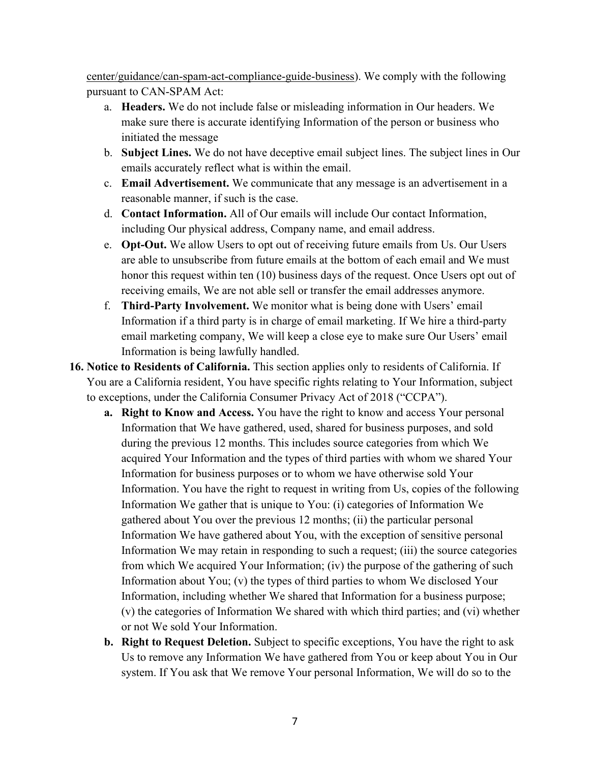center/guidance/can-spam-act-compliance-guide-business). We comply with the following pursuant to CAN-SPAM Act:

a. **Headers.** We do not include false or misleading information in Our headers. We make sure there is accurate identifying Information of the person or business who initiated the message
b. **Subject Lines.** We do not have deceptive email subject lines. The subject lines in Our emails accurately reflect what is within the email.
c. **Email Advertisement.** We communicate that any message is an advertisement in a reasonable manner, if such is the case.
d. **Contact Information.** All of Our emails will include Our contact Information, including Our physical address, Company name, and email address.
e. **Opt-Out.** We allow Users to opt out of receiving future emails from Us. Our Users are able to unsubscribe from future emails at the bottom of each email and We must honor this request within ten (10) business days of the request. Once Users opt out of receiving emails, We are not able sell or transfer the email addresses anymore.
f. **Third-Party Involvement.** We monitor what is being done with Users' email Information if a third party is in charge of email marketing. If We hire a third-party email marketing company, We will keep a close eye to make sure Our Users' email Information is being lawfully handled.

**16. Notice to Residents of California.** This section applies only to residents of California. If You are a California resident, You have specific rights relating to Your Information, subject to exceptions, under the California Consumer Privacy Act of 2018 ("CCPA").

**a. Right to Know and Access.** You have the right to know and access Your personal Information that We have gathered, used, shared for business purposes, and sold during the previous 12 months. This includes source categories from which We acquired Your Information and the types of third parties with whom we shared Your Information for business purposes or to whom we have otherwise sold Your Information. You have the right to request in writing from Us, copies of the following Information We gather that is unique to You: (i) categories of Information We gathered about You over the previous 12 months; (ii) the particular personal Information We have gathered about You, with the exception of sensitive personal Information We may retain in responding to such a request; (iii) the source categories from which We acquired Your Information; (iv) the purpose of the gathering of such Information about You; (v) the types of third parties to whom We disclosed Your Information, including whether We shared that Information for a business purpose; (v) the categories of Information We shared with which third parties; and (vi) whether or not We sold Your Information.

**b. Right to Request Deletion.** Subject to specific exceptions, You have the right to ask Us to remove any Information We have gathered from You or keep about You in Our system. If You ask that We remove Your personal Information, We will do so to the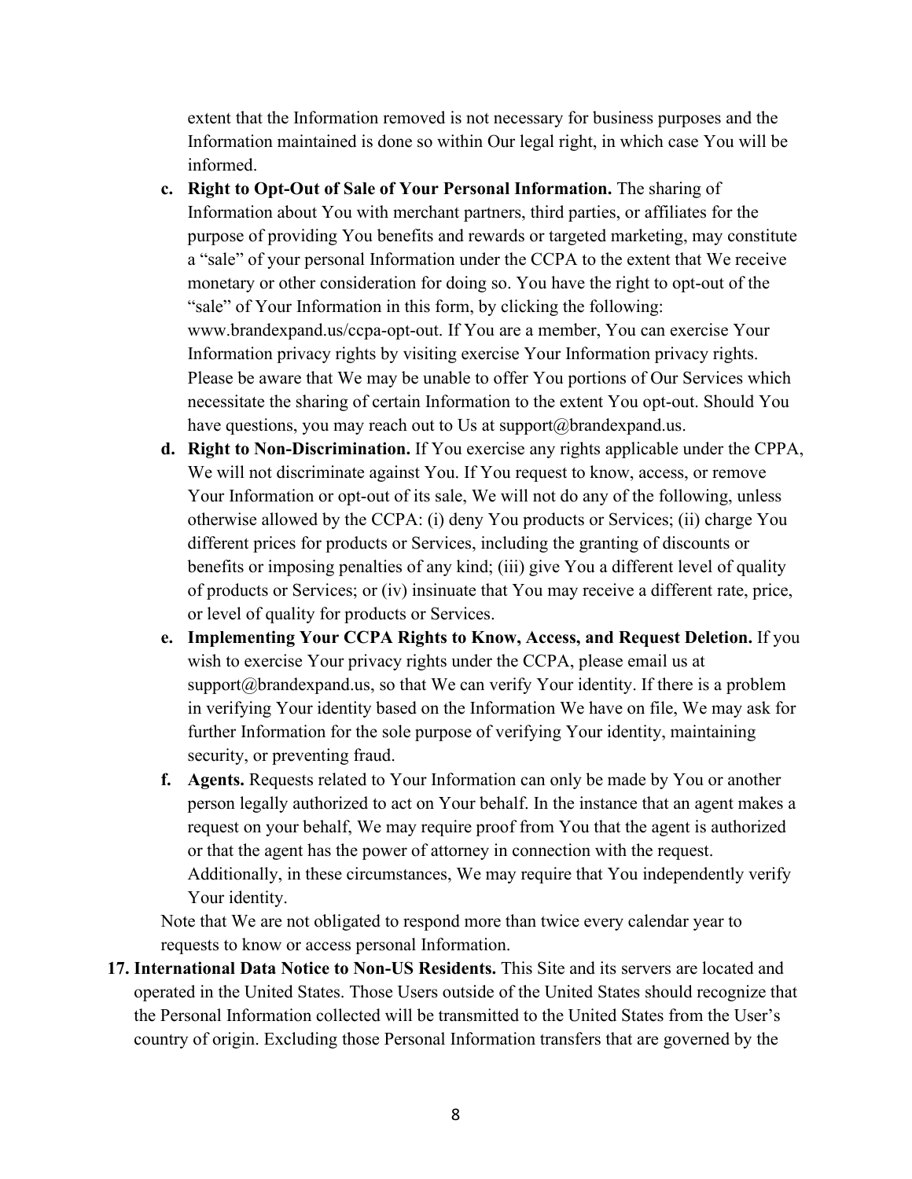extent that the Information removed is not necessary for business purposes and the Information maintained is done so within Our legal right, in which case You will be informed.

c. **Right to Opt-Out of Sale of Your Personal Information.** The sharing of Information about You with merchant partners, third parties, or affiliates for the purpose of providing You benefits and rewards or targeted marketing, may constitute a "sale" of your personal Information under the CCPA to the extent that We receive monetary or other consideration for doing so. You have the right to opt-out of the "sale" of Your Information in this form, by clicking the following: www.brandexpand.us/ccpa-opt-out. If You are a member, You can exercise Your Information privacy rights by visiting exercise Your Information privacy rights. Please be aware that We may be unable to offer You portions of Our Services which necessitate the sharing of certain Information to the extent You opt-out. Should You have questions, you may reach out to Us at support@brandexpand.us.

d. **Right to Non-Discrimination.** If You exercise any rights applicable under the CPPA, We will not discriminate against You. If You request to know, access, or remove Your Information or opt-out of its sale, We will not do any of the following, unless otherwise allowed by the CCPA: (i) deny You products or Services; (ii) charge You different prices for products or Services, including the granting of discounts or benefits or imposing penalties of any kind; (iii) give You a different level of quality of products or Services; or (iv) insinuate that You may receive a different rate, price, or level of quality for products or Services.

e. **Implementing Your CCPA Rights to Know, Access, and Request Deletion.** If you wish to exercise Your privacy rights under the CCPA, please email us at support@brandexpand.us, so that We can verify Your identity. If there is a problem in verifying Your identity based on the Information We have on file, We may ask for further Information for the sole purpose of verifying Your identity, maintaining security, or preventing fraud.

f. **Agents.** Requests related to Your Information can only be made by You or another person legally authorized to act on Your behalf. In the instance that an agent makes a request on your behalf, We may require proof from You that the agent is authorized or that the agent has the power of attorney in connection with the request. Additionally, in these circumstances, We may require that You independently verify Your identity.

Note that We are not obligated to respond more than twice every calendar year to requests to know or access personal Information.

17. **International Data Notice to Non-US Residents.** This Site and its servers are located and operated in the United States. Those Users outside of the United States should recognize that the Personal Information collected will be transmitted to the United States from the User's country of origin. Excluding those Personal Information transfers that are governed by the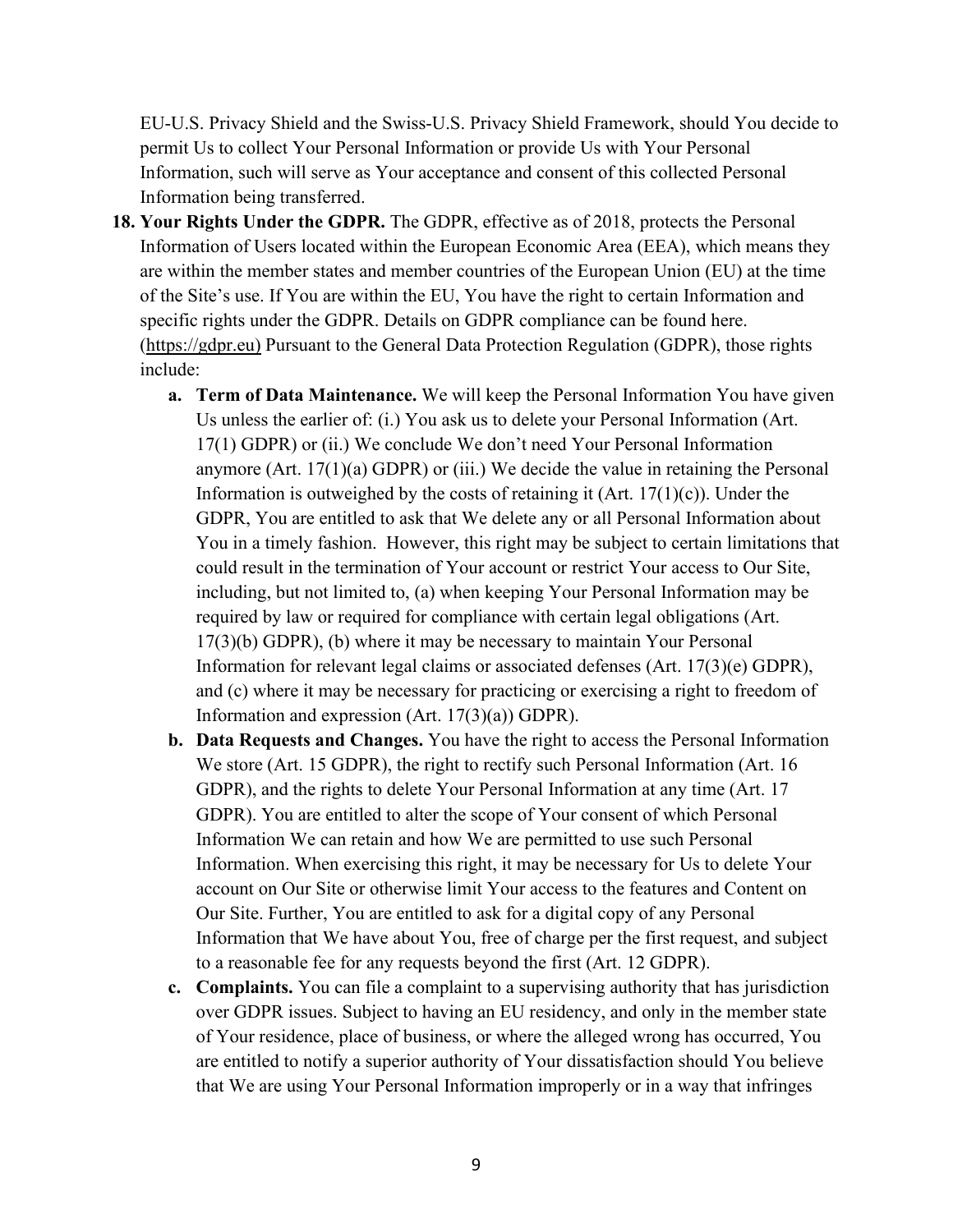EU-U.S. Privacy Shield and the Swiss-U.S. Privacy Shield Framework, should You decide to permit Us to collect Your Personal Information or provide Us with Your Personal Information, such will serve as Your acceptance and consent of this collected Personal Information being transferred.

18. **Your Rights Under the GDPR.** The GDPR, effective as of 2018, protects the Personal Information of Users located within the European Economic Area (EEA), which means they are within the member states and member countries of the European Union (EU) at the time of the Site's use. If You are within the EU, You have the right to certain Information and specific rights under the GDPR. Details on GDPR compliance can be found here. (https://gdpr.eu) Pursuant to the General Data Protection Regulation (GDPR), those rights include:
    a. **Term of Data Maintenance.** We will keep the Personal Information You have given Us unless the earlier of: (i.) You ask us to delete your Personal Information (Art. 17(1) GDPR) or (ii.) We conclude We don't need Your Personal Information anymore (Art. 17(1)(a) GDPR) or (iii.) We decide the value in retaining the Personal Information is outweighed by the costs of retaining it (Art. 17(1)(c)). Under the GDPR, You are entitled to ask that We delete any or all Personal Information about You in a timely fashion. However, this right may be subject to certain limitations that could result in the termination of Your account or restrict Your access to Our Site, including, but not limited to, (a) when keeping Your Personal Information may be required by law or required for compliance with certain legal obligations (Art. 17(3)(b) GDPR), (b) where it may be necessary to maintain Your Personal Information for relevant legal claims or associated defenses (Art. 17(3)(e) GDPR), and (c) where it may be necessary for practicing or exercising a right to freedom of Information and expression (Art. 17(3)(a)) GDPR).
    b. **Data Requests and Changes.** You have the right to access the Personal Information We store (Art. 15 GDPR), the right to rectify such Personal Information (Art. 16 GDPR), and the rights to delete Your Personal Information at any time (Art. 17 GDPR). You are entitled to alter the scope of Your consent of which Personal Information We can retain and how We are permitted to use such Personal Information. When exercising this right, it may be necessary for Us to delete Your account on Our Site or otherwise limit Your access to the features and Content on Our Site. Further, You are entitled to ask for a digital copy of any Personal Information that We have about You, free of charge per the first request, and subject to a reasonable fee for any requests beyond the first (Art. 12 GDPR).
    c. **Complaints.** You can file a complaint to a supervising authority that has jurisdiction over GDPR issues. Subject to having an EU residency, and only in the member state of Your residence, place of business, or where the alleged wrong has occurred, You are entitled to notify a superior authority of Your dissatisfaction should You believe that We are using Your Personal Information improperly or in a way that infringes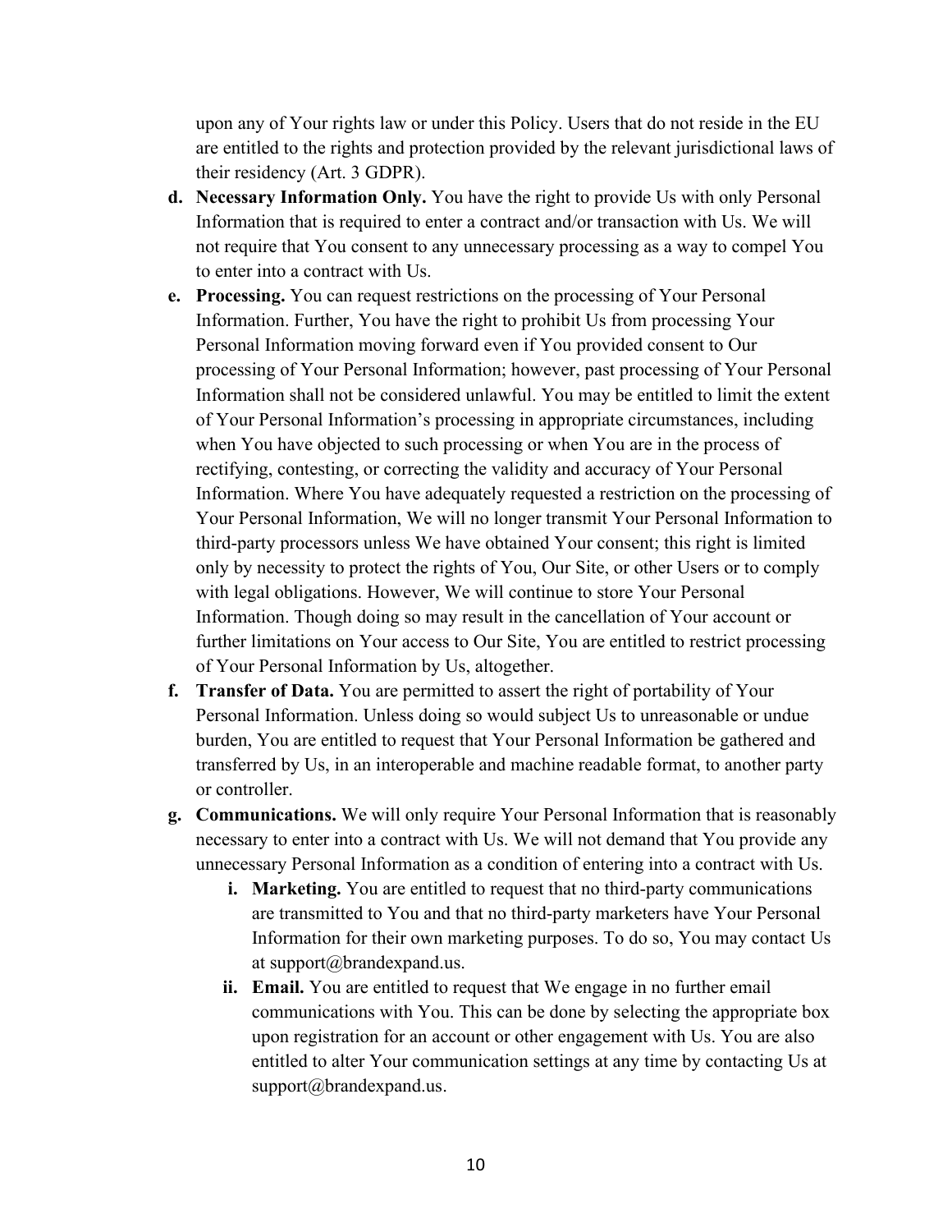upon any of Your rights law or under this Policy. Users that do not reside in the EU are entitled to the rights and protection provided by the relevant jurisdictional laws of their residency (Art. 3 GDPR).

d. **Necessary Information Only.** You have the right to provide Us with only Personal Information that is required to enter a contract and/or transaction with Us. We will not require that You consent to any unnecessary processing as a way to compel You to enter into a contract with Us.

e. **Processing.** You can request restrictions on the processing of Your Personal Information. Further, You have the right to prohibit Us from processing Your Personal Information moving forward even if You provided consent to Our processing of Your Personal Information; however, past processing of Your Personal Information shall not be considered unlawful. You may be entitled to limit the extent of Your Personal Information's processing in appropriate circumstances, including when You have objected to such processing or when You are in the process of rectifying, contesting, or correcting the validity and accuracy of Your Personal Information. Where You have adequately requested a restriction on the processing of Your Personal Information, We will no longer transmit Your Personal Information to third-party processors unless We have obtained Your consent; this right is limited only by necessity to protect the rights of You, Our Site, or other Users or to comply with legal obligations. However, We will continue to store Your Personal Information. Though doing so may result in the cancellation of Your account or further limitations on Your access to Our Site, You are entitled to restrict processing of Your Personal Information by Us, altogether.

f. **Transfer of Data.** You are permitted to assert the right of portability of Your Personal Information. Unless doing so would subject Us to unreasonable or undue burden, You are entitled to request that Your Personal Information be gathered and transferred by Us, in an interoperable and machine readable format, to another party or controller.

g. **Communications.** We will only require Your Personal Information that is reasonably necessary to enter into a contract with Us. We will not demand that You provide any unnecessary Personal Information as a condition of entering into a contract with Us.

    i. **Marketing.** You are entitled to request that no third-party communications are transmitted to You and that no third-party marketers have Your Personal Information for their own marketing purposes. To do so, You may contact Us at support@brandexpand.us.

    ii. **Email.** You are entitled to request that We engage in no further email communications with You. This can be done by selecting the appropriate box upon registration for an account or other engagement with Us. You are also entitled to alter Your communication settings at any time by contacting Us at support@brandexpand.us.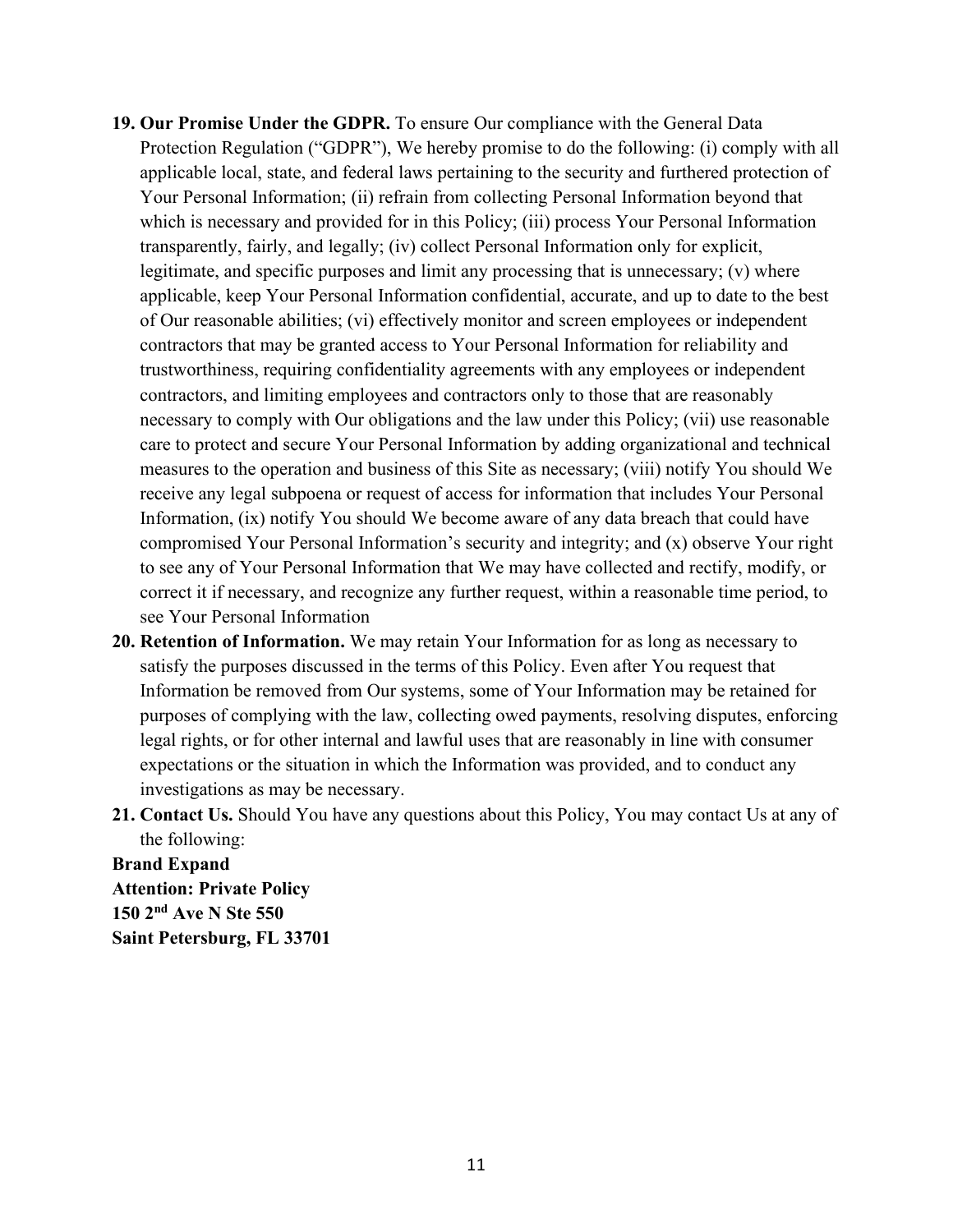19. **Our Promise Under the GDPR.** To ensure Our compliance with the General Data Protection Regulation ("GDPR"), We hereby promise to do the following: (i) comply with all applicable local, state, and federal laws pertaining to the security and furthered protection of Your Personal Information; (ii) refrain from collecting Personal Information beyond that which is necessary and provided for in this Policy; (iii) process Your Personal Information transparently, fairly, and legally; (iv) collect Personal Information only for explicit, legitimate, and specific purposes and limit any processing that is unnecessary; (v) where applicable, keep Your Personal Information confidential, accurate, and up to date to the best of Our reasonable abilities; (vi) effectively monitor and screen employees or independent contractors that may be granted access to Your Personal Information for reliability and trustworthiness, requiring confidentiality agreements with any employees or independent contractors, and limiting employees and contractors only to those that are reasonably necessary to comply with Our obligations and the law under this Policy; (vii) use reasonable care to protect and secure Your Personal Information by adding organizational and technical measures to the operation and business of this Site as necessary; (viii) notify You should We receive any legal subpoena or request of access for information that includes Your Personal Information, (ix) notify You should We become aware of any data breach that could have compromised Your Personal Information's security and integrity; and (x) observe Your right to see any of Your Personal Information that We may have collected and rectify, modify, or correct it if necessary, and recognize any further request, within a reasonable time period, to see Your Personal Information
20. **Retention of Information.** We may retain Your Information for as long as necessary to satisfy the purposes discussed in the terms of this Policy. Even after You request that Information be removed from Our systems, some of Your Information may be retained for purposes of complying with the law, collecting owed payments, resolving disputes, enforcing legal rights, or for other internal and lawful uses that are reasonably in line with consumer expectations or the situation in which the Information was provided, and to conduct any investigations as may be necessary.
21. **Contact Us.** Should You have any questions about this Policy, You may contact Us at any of the following:

**Brand Expand**
**Attention: Private Policy**
**150 2nd Ave N Ste 550**
**Saint Petersburg, FL 33701**